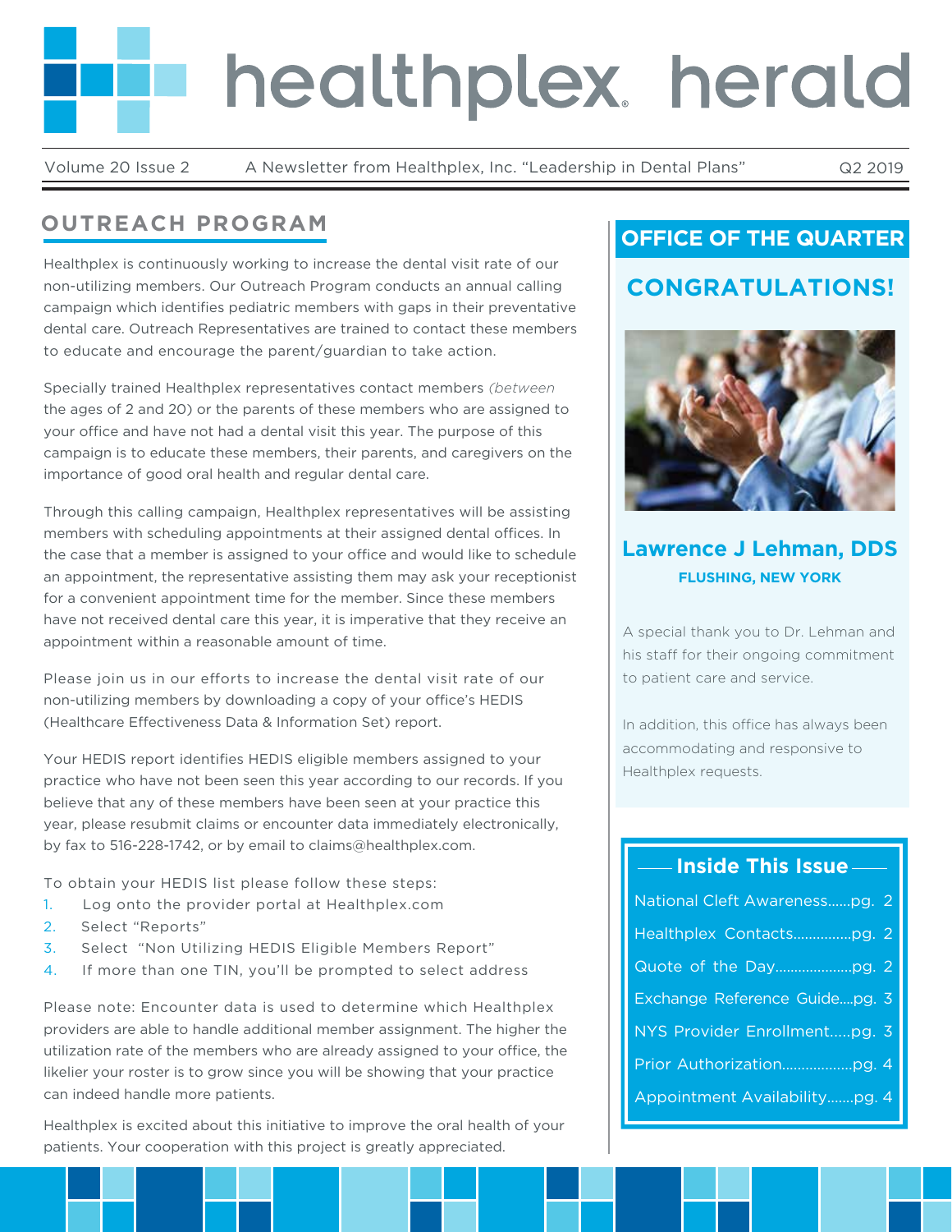# healthplex herald

Volume 20 Issue 2 A Newsletter from Healthplex, Inc. "Leadership in Dental Plans" Q2 2019

## OUTREACH PROGRAM

Healthplex is continuously working to increase the dental visit rate of our non-utilizing members. Our Outreach Program conducts an annual calling campaign which identifies pediatric members with gaps in their preventative dental care. Outreach Representatives are trained to contact these members to educate and encourage the parent/guardian to take action.

Specially trained Healthplex representatives contact members *(between* the ages of 2 and 20) or the parents of these members who are assigned to your office and have not had a dental visit this year. The purpose of this campaign is to educate these members, their parents, and caregivers on the importance of good oral health and regular dental care.

Through this calling campaign, Healthplex representatives will be assisting members with scheduling appointments at their assigned dental offices. In the case that a member is assigned to your office and would like to schedule an appointment, the representative assisting them may ask your receptionist for a convenient appointment time for the member. Since these members have not received dental care this year, it is imperative that they receive an appointment within a reasonable amount of time.

Please join us in our efforts to increase the dental visit rate of our non-utilizing members by downloading a copy of your office's HEDIS (Healthcare Effectiveness Data & Information Set) report.

Your HEDIS report identifies HEDIS eligible members assigned to your practice who have not been seen this year according to our records. If you believe that any of these members have been seen at your practice this year, please resubmit claims or encounter data immediately electronically, by fax to 516-228-1742, or by email to claims@healthplex.com.

To obtain your HEDIS list please follow these steps:

1. Log onto the provider portal at Healthplex.com
2. Select "Reports"
3. Select "Non Utilizing HEDIS Eligible Members Report"
4. If more than one TIN, you'll be prompted to select address

Please note: Encounter data is used to determine which Healthplex providers are able to handle additional member assignment. The higher the utilization rate of the members who are already assigned to your office, the likelier your roster is to grow since you will be showing that your practice can indeed handle more patients.

Healthplex is excited about this initiative to improve the oral health of your patients. Your cooperation with this project is greatly appreciated.

## OFFICE OF THE QUARTER

### CONGRATULATIONS!

### Lawrence J Lehman, DDS

**FLUSHING, NEW YORK**

A special thank you to Dr. Lehman and his staff for their ongoing commitment to patient care and service.

In addition, this office has always been accommodating and responsive to Healthplex requests.

### Inside This Issue

- National Cleft Awareness......pg. 2
- Healthplex Contacts...............pg. 2
- Quote of the Day....................pg. 2
- Exchange Reference Guide....pg. 3
- NYS Provider Enrollment.....pg. 3
- Prior Authorization..................pg. 4
- Appointment Availability.......pg. 4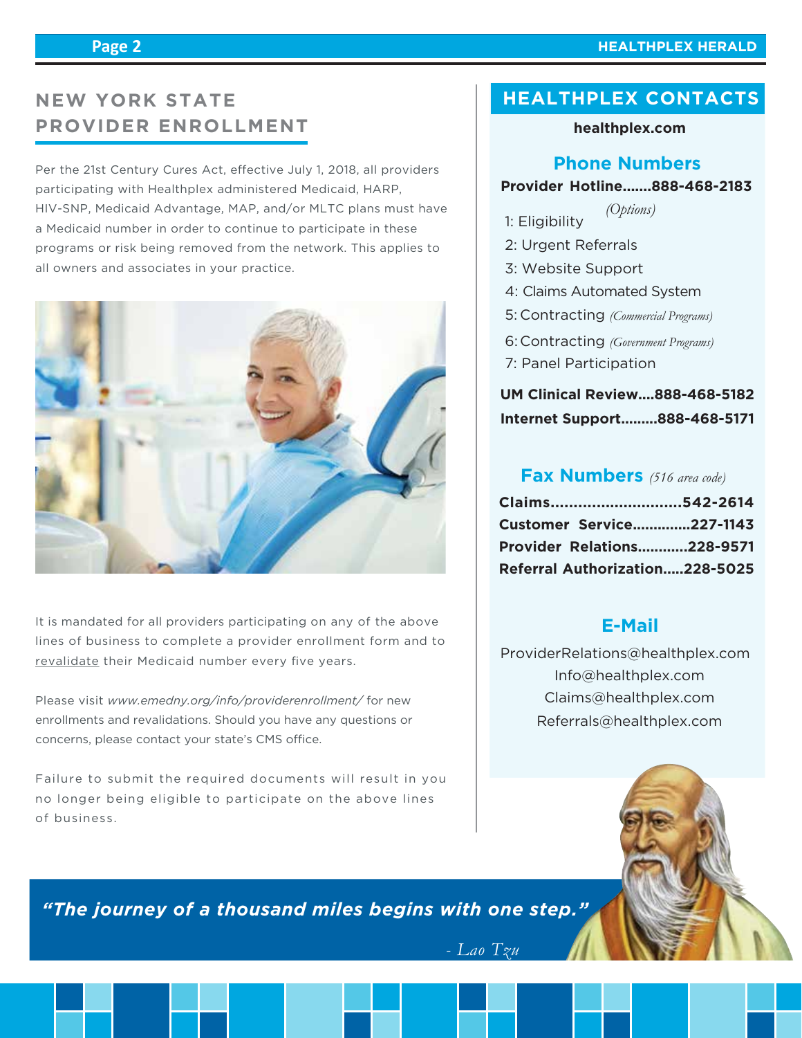## NEW YORK STATE PROVIDER ENROLLMENT

Per the 21st Century Cures Act, effective July 1, 2018, all providers participating with Healthplex administered Medicaid, HARP, HIV-SNP, Medicaid Advantage, MAP, and/or MLTC plans must have a Medicaid number in order to continue to participate in these programs or risk being removed from the network. This applies to all owners and associates in your practice.

It is mandated for all providers participating on any of the above lines of business to complete a provider enrollment form and to revalidate their Medicaid number every five years.

Please visit *www.emedny.org/info/providerenrollment/* for new enrollments and revalidations. Should you have any questions or concerns, please contact your state's CMS office.

Failure to submit the required documents will result in you no longer being eligible to participate on the above lines of business.

## HEALTHPLEX CONTACTS

**healthplex.com**

### Phone Numbers

**Provider Hotline.......888-468-2183**

*(Options)*

1: Eligibility
2: Urgent Referrals
3: Website Support
4: Claims Automated System
5: Contracting *(Commercial Programs)*
6: Contracting *(Government Programs)*
7: Panel Participation

**UM Clinical Review....888-468-5182**

**Internet Support.........888-468-5171**

### Fax Numbers *(516 area code)*

**Claims............................542-2614**
**Customer Service.............227-1143**
**Provider Relations............228-9571**
**Referral Authorization.....228-5025**

### E-Mail

ProviderRelations@healthplex.com
Info@healthplex.com
Claims@healthplex.com
Referrals@healthplex.com

***"The journey of a thousand miles begins with one step."***

*- Lao Tzu*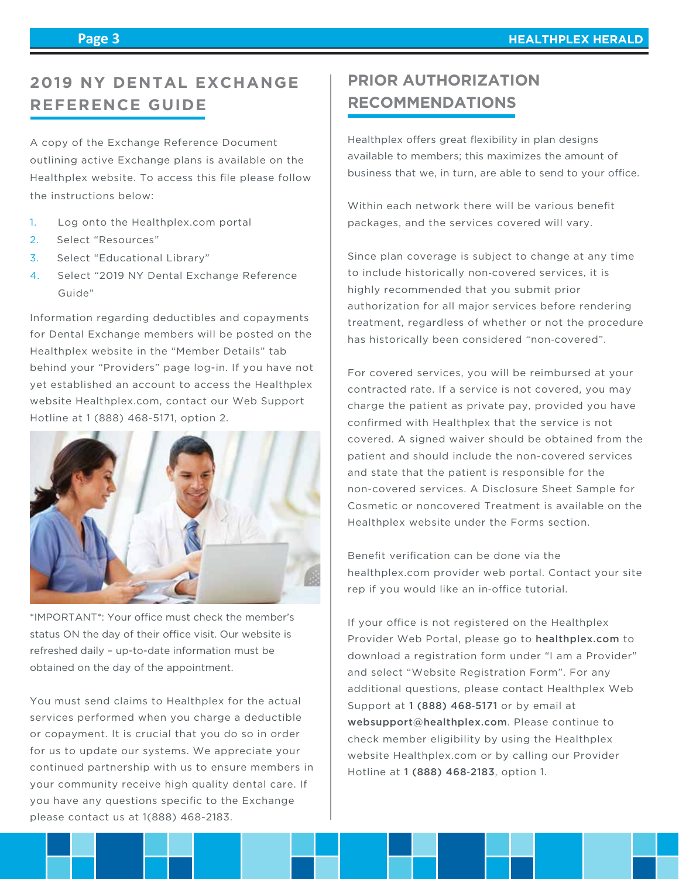## 2019 NY DENTAL EXCHANGE REFERENCE GUIDE

A copy of the Exchange Reference Document outlining active Exchange plans is available on the Healthplex website. To access this file please follow the instructions below:

1. Log onto the Healthplex.com portal
2. Select "Resources"
3. Select "Educational Library"
4. Select "2019 NY Dental Exchange Reference Guide"

Information regarding deductibles and copayments for Dental Exchange members will be posted on the Healthplex website in the "Member Details" tab behind your "Providers" page log-in. If you have not yet established an account to access the Healthplex website Healthplex.com, contact our Web Support Hotline at 1 (888) 468-5171, option 2.

*IMPORTANT*: Your office must check the member's status ON the day of their office visit. Our website is refreshed daily – up-to-date information must be obtained on the day of the appointment.

You must send claims to Healthplex for the actual services performed when you charge a deductible or copayment. It is crucial that you do so in order for us to update our systems. We appreciate your continued partnership with us to ensure members in your community receive high quality dental care. If you have any questions specific to the Exchange please contact us at 1(888) 468-2183.

## PRIOR AUTHORIZATION RECOMMENDATIONS

Healthplex offers great flexibility in plan designs available to members; this maximizes the amount of business that we, in turn, are able to send to your office.

Within each network there will be various benefit packages, and the services covered will vary.

Since plan coverage is subject to change at any time to include historically non-covered services, it is highly recommended that you submit prior authorization for all major services before rendering treatment, regardless of whether or not the procedure has historically been considered "non-covered".

For covered services, you will be reimbursed at your contracted rate. If a service is not covered, you may charge the patient as private pay, provided you have confirmed with Healthplex that the service is not covered. A signed waiver should be obtained from the patient and should include the non-covered services and state that the patient is responsible for the non-covered services. A Disclosure Sheet Sample for Cosmetic or noncovered Treatment is available on the Healthplex website under the Forms section.

Benefit verification can be done via the healthplex.com provider web portal. Contact your site rep if you would like an in-office tutorial.

If your office is not registered on the Healthplex Provider Web Portal, please go to **healthplex.com** to download a registration form under "I am a Provider" and select "Website Registration Form". For any additional questions, please contact Healthplex Web Support at **1 (888) 468-5171** or by email at **websupport@healthplex.com**. Please continue to check member eligibility by using the Healthplex website Healthplex.com or by calling our Provider Hotline at **1 (888) 468-2183**, option 1.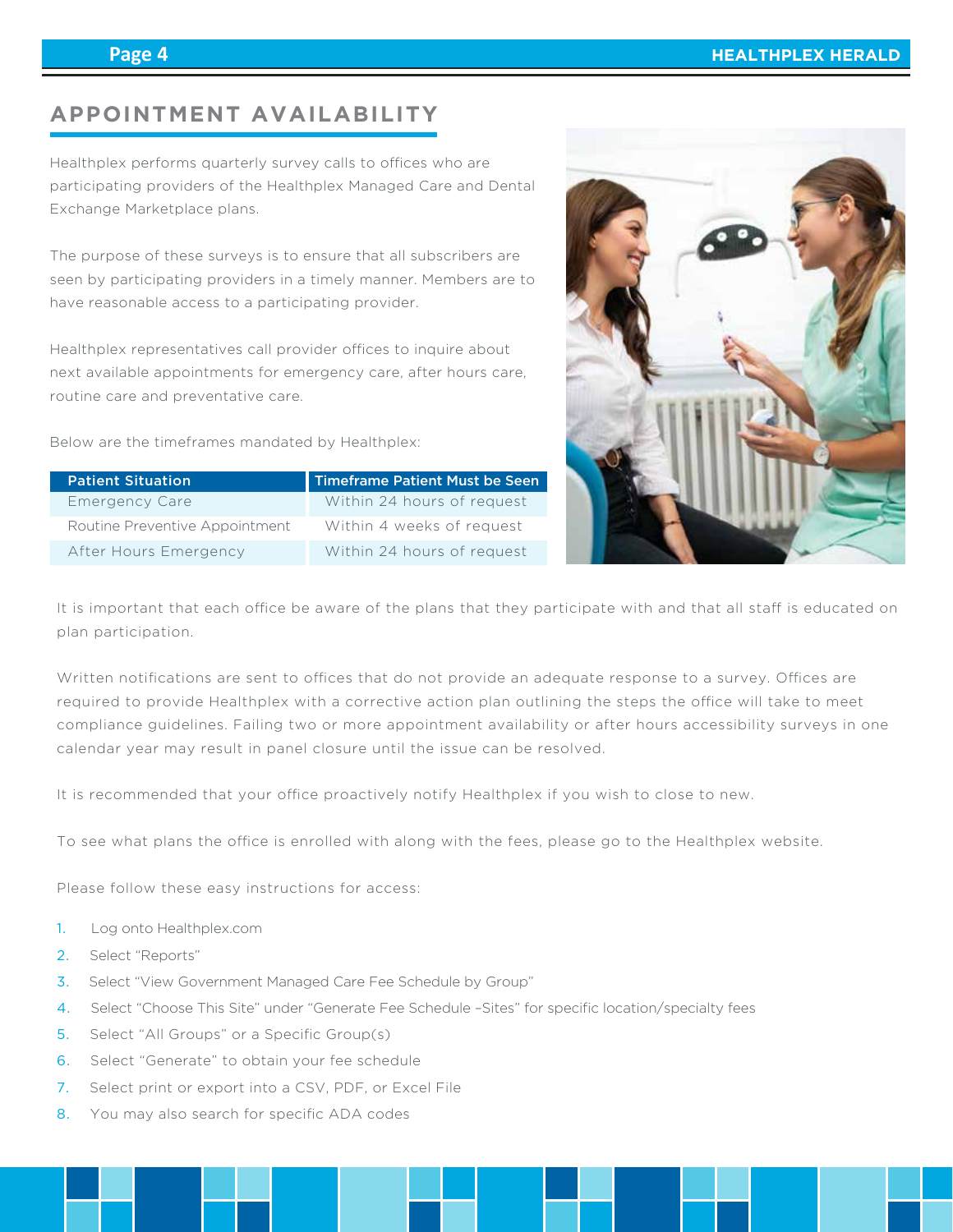## APPOINTMENT AVAILABILITY

Healthplex performs quarterly survey calls to offices who are participating providers of the Healthplex Managed Care and Dental Exchange Marketplace plans.

The purpose of these surveys is to ensure that all subscribers are seen by participating providers in a timely manner. Members are to have reasonable access to a participating provider.

Healthplex representatives call provider offices to inquire about next available appointments for emergency care, after hours care, routine care and preventative care.

Below are the timeframes mandated by Healthplex:

| Patient Situation | Timeframe Patient Must be Seen |
|---|---|
| Emergency Care | Within 24 hours of request |
| Routine Preventive Appointment | Within 4 weeks of request |
| After Hours Emergency | Within 24 hours of request |

It is important that each office be aware of the plans that they participate with and that all staff is educated on plan participation.

Written notifications are sent to offices that do not provide an adequate response to a survey. Offices are required to provide Healthplex with a corrective action plan outlining the steps the office will take to meet compliance guidelines. Failing two or more appointment availability or after hours accessibility surveys in one calendar year may result in panel closure until the issue can be resolved.

It is recommended that your office proactively notify Healthplex if you wish to close to new.

To see what plans the office is enrolled with along with the fees, please go to the Healthplex website.

Please follow these easy instructions for access:

1. Log onto Healthplex.com
2. Select "Reports"
3. Select "View Government Managed Care Fee Schedule by Group"
4. Select "Choose This Site" under "Generate Fee Schedule –Sites" for specific location/specialty fees
5. Select "All Groups" or a Specific Group(s)
6. Select "Generate" to obtain your fee schedule
7. Select print or export into a CSV, PDF, or Excel File
8. You may also search for specific ADA codes